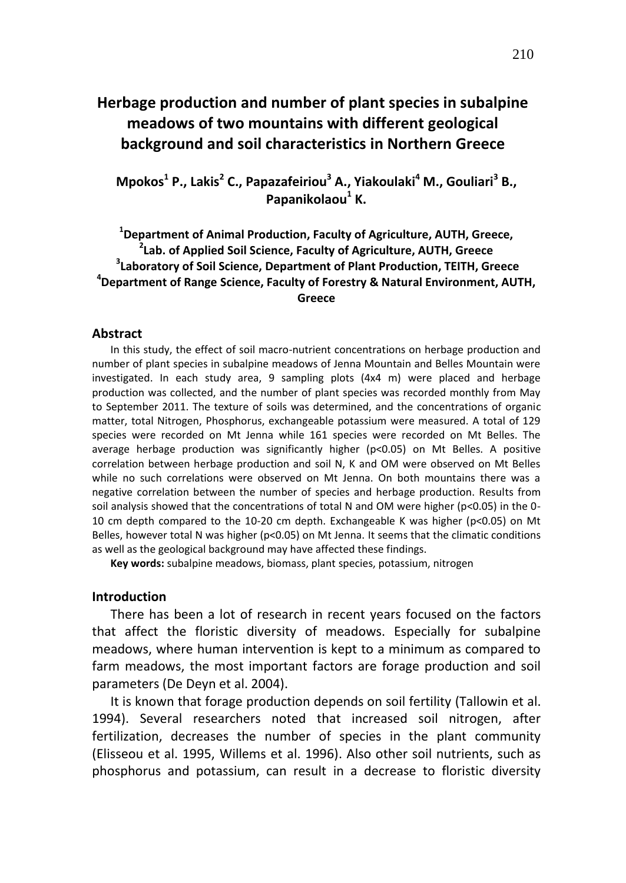# Herbage production and number of plant species in subalpine meadows of two mountains with different geological background and soil characteristics in Northern Greece

**Mpokos[1] P., Lakis[2] C., Papazafeiriou[3] A., Yiakoulaki[4] M., Gouliari[3] B., Papanikolaou[1] K.**

**[1]Department of Animal Production, Faculty of Agriculture, AUTH, Greece,**
**[2]Lab. of Applied Soil Science, Faculty of Agriculture, AUTH, Greece**
**[3]Laboratory of Soil Science, Department of Plant Production, TEITH, Greece**
**[4]Department of Range Science, Faculty of Forestry & Natural Environment, AUTH, Greece**

## Abstract

In this study, the effect of soil macro-nutrient concentrations on herbage production and number of plant species in subalpine meadows of Jenna Mountain and Belles Mountain were investigated. In each study area, 9 sampling plots (4x4 m) were placed and herbage production was collected, and the number of plant species was recorded monthly from May to September 2011. The texture of soils was determined, and the concentrations of organic matter, total Nitrogen, Phosphorus, exchangeable potassium were measured. A total of 129 species were recorded on Mt Jenna while 161 species were recorded on Mt Belles. The average herbage production was significantly higher ($p<0.05$) on Mt Belles. A positive correlation between herbage production and soil N, K and OM were observed on Mt Belles while no such correlations were observed on Mt Jenna. On both mountains there was a negative correlation between the number of species and herbage production. Results from soil analysis showed that the concentrations of total N and OM were higher ($p<0.05$) in the 0-10 cm depth compared to the 10-20 cm depth. Exchangeable K was higher ($p<0.05$) on Mt Belles, however total N was higher ($p<0.05$) on Mt Jenna. It seems that the climatic conditions as well as the geological background may have affected these findings.

**Key words:** subalpine meadows, biomass, plant species, potassium, nitrogen

## Introduction

There has been a lot of research in recent years focused on the factors that affect the floristic diversity of meadows. Especially for subalpine meadows, where human intervention is kept to a minimum as compared to farm meadows, the most important factors are forage production and soil parameters (De Deyn et al. 2004).

It is known that forage production depends on soil fertility (Tallowin et al. 1994). Several researchers noted that increased soil nitrogen, after fertilization, decreases the number of species in the plant community (Elisseou et al. 1995, Willems et al. 1996). Also other soil nutrients, such as phosphorus and potassium, can result in a decrease to floristic diversity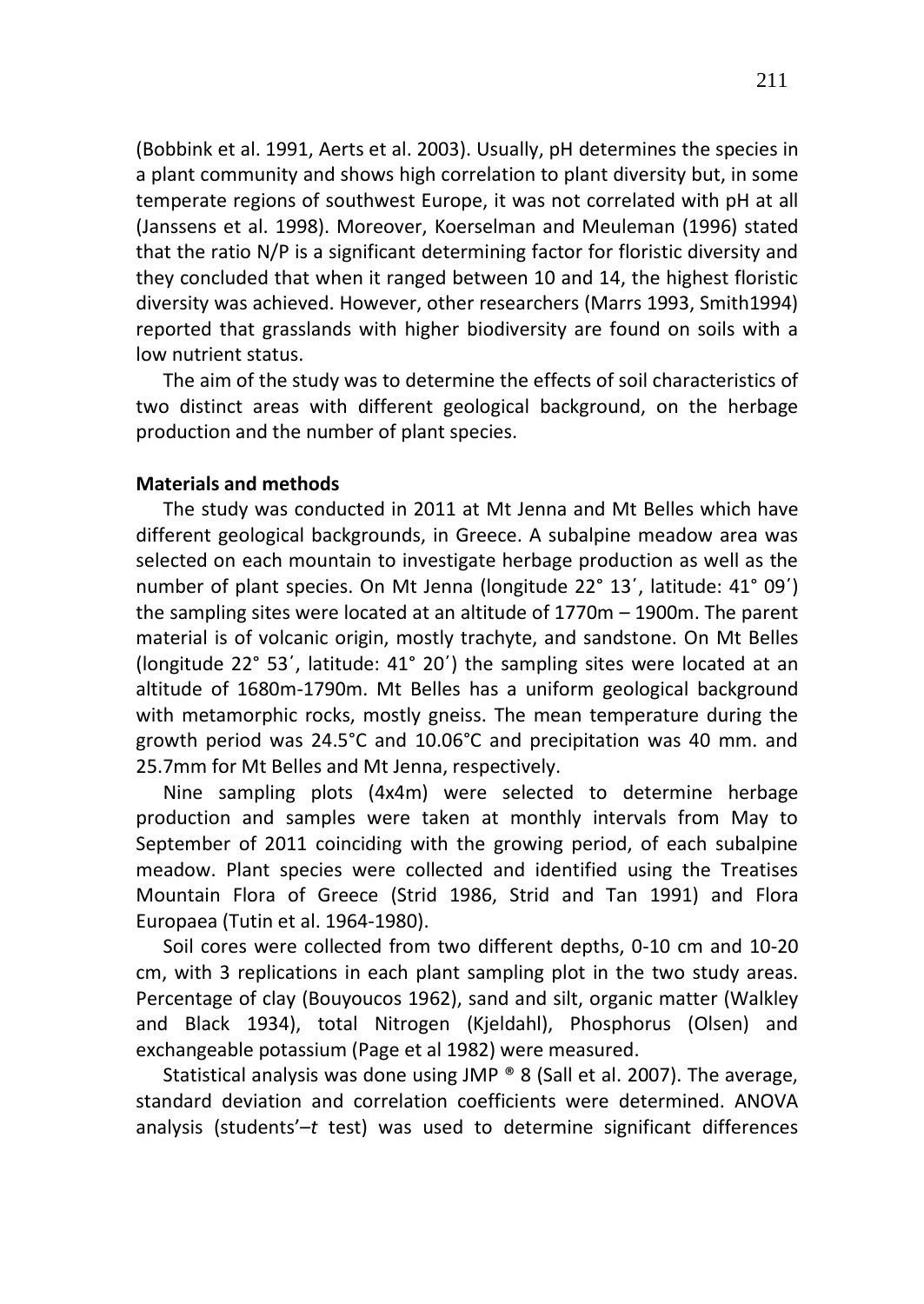(Bobbink et al. 1991, Aerts et al. 2003). Usually, pH determines the species in a plant community and shows high correlation to plant diversity but, in some temperate regions of southwest Europe, it was not correlated with pH at all (Janssens et al. 1998). Moreover, Koerselman and Meuleman (1996) stated that the ratio N/P is a significant determining factor for floristic diversity and they concluded that when it ranged between 10 and 14, the highest floristic diversity was achieved. However, other researchers (Marrs 1993, Smith1994) reported that grasslands with higher biodiversity are found on soils with a low nutrient status.

The aim of the study was to determine the effects of soil characteristics of two distinct areas with different geological background, on the herbage production and the number of plant species.

**Materials and methods**

The study was conducted in 2011 at Mt Jenna and Mt Belles which have different geological backgrounds, in Greece. A subalpine meadow area was selected on each mountain to investigate herbage production as well as the number of plant species. On Mt Jenna (longitude 22° 13΄, latitude: 41° 09΄) the sampling sites were located at an altitude of 1770m – 1900m. The parent material is of volcanic origin, mostly trachyte, and sandstone. On Mt Belles (longitude 22° 53΄, latitude: 41° 20΄) the sampling sites were located at an altitude of 1680m-1790m. Mt Belles has a uniform geological background with metamorphic rocks, mostly gneiss. The mean temperature during the growth period was 24.5°C and 10.06°C and precipitation was 40 mm. and 25.7mm for Mt Belles and Mt Jenna, respectively.

Nine sampling plots (4x4m) were selected to determine herbage production and samples were taken at monthly intervals from May to September of 2011 coinciding with the growing period, of each subalpine meadow. Plant species were collected and identified using the Treatises Mountain Flora of Greece (Strid 1986, Strid and Tan 1991) and Flora Europaea (Tutin et al. 1964-1980).

Soil cores were collected from two different depths, 0-10 cm and 10-20 cm, with 3 replications in each plant sampling plot in the two study areas. Percentage of clay (Bouyoucos 1962), sand and silt, organic matter (Walkley and Black 1934), total Nitrogen (Kjeldahl), Phosphorus (Olsen) and exchangeable potassium (Page et al 1982) were measured.

Statistical analysis was done using JMP ® 8 (Sall et al. 2007). The average, standard deviation and correlation coefficients were determined. ANOVA analysis (students'–*t* test) was used to determine significant differences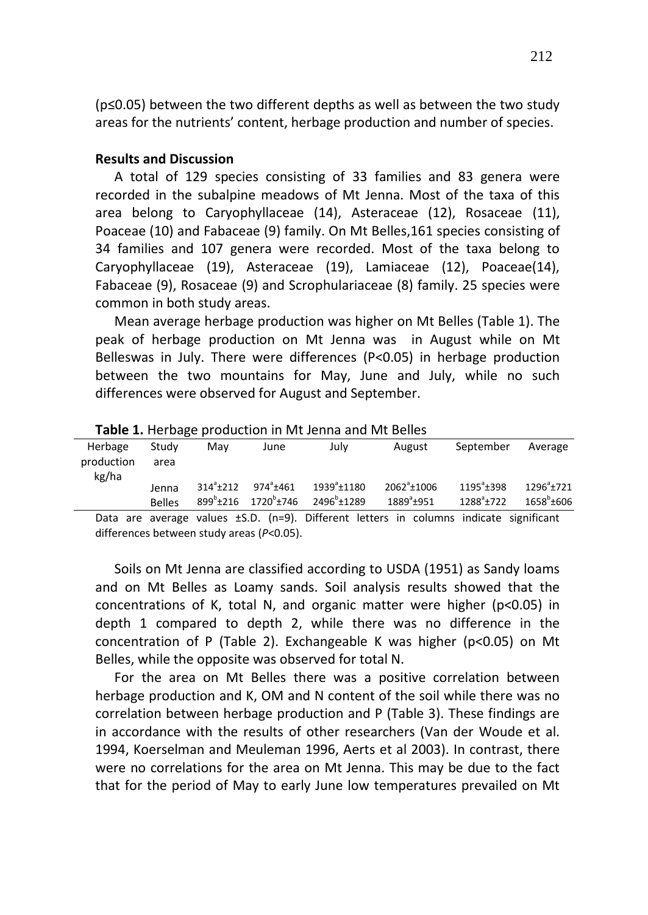(p≤0.05) between the two different depths as well as between the two study areas for the nutrients' content, herbage production and number of species.

**Results and Discussion**

A total of 129 species consisting of 33 families and 83 genera were recorded in the subalpine meadows of Mt Jenna. Most of the taxa of this area belong to Caryophyllaceae (14), Asteraceae (12), Rosaceae (11), Poaceae (10) and Fabaceae (9) family. On Mt Belles,161 species consisting of 34 families and 107 genera were recorded. Most of the taxa belong to Caryophyllaceae (19), Asteraceae (19), Lamiaceae (12), Poaceae(14), Fabaceae (9), Rosaceae (9) and Scrophulariaceae (8) family. 25 species were common in both study areas.

Mean average herbage production was higher on Mt Belles (Table 1). The peak of herbage production on Mt Jenna was in August while on Mt Belleswas in July. There were differences (P<0.05) in herbage production between the two mountains for May, June and July, while no such differences were observed for August and September.

**Table 1.** Herbage production in Mt Jenna and Mt Belles

| Herbage production kg/ha | Study area | May | June | July | August | September | Average |
|---|---|---|---|---|---|---|---|
| | Jenna | $314^{a}$±212 | $974^{a}$±461 | $1939^{a}$±1180 | $2062^{a}$±1006 | $1195^{a}$±398 | $1296^{a}$±721 |
| | Belles | $899^{b}$±216 | $1720^{b}$±746 | $2496^{b}$±1289 | $1889^{a}$±951 | $1288^{a}$±722 | $1658^{b}$±606 |

Data are average values ±S.D. (n=9). Different letters in columns indicate significant differences between study areas (*P*<0.05).

Soils on Mt Jenna are classified according to USDA (1951) as Sandy loams and on Mt Belles as Loamy sands. Soil analysis results showed that the concentrations of K, total N, and organic matter were higher (p<0.05) in depth 1 compared to depth 2, while there was no difference in the concentration of P (Table 2). Exchangeable K was higher (p<0.05) on Mt Belles, while the opposite was observed for total N.

For the area on Mt Belles there was a positive correlation between herbage production and K, OM and N content of the soil while there was no correlation between herbage production and P (Table 3). These findings are in accordance with the results of other researchers (Van der Woude et al. 1994, Koerselman and Meuleman 1996, Aerts et al 2003). In contrast, there were no correlations for the area on Mt Jenna. This may be due to the fact that for the period of May to early June low temperatures prevailed on Mt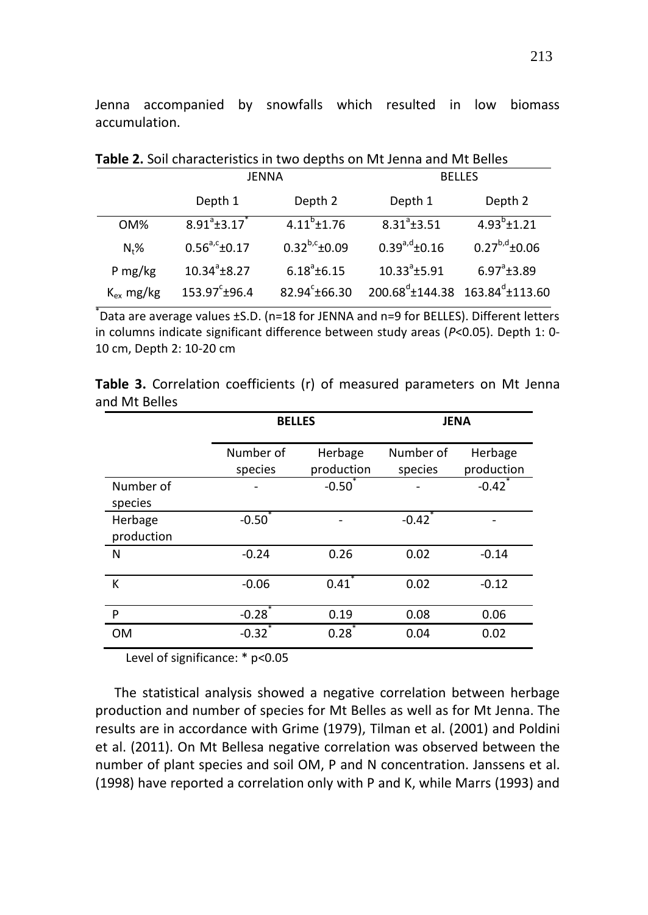Jenna accompanied by snowfalls which resulted in low biomass accumulation.

**Table 2.** Soil characteristics in two depths on Mt Jenna and Mt Belles

| | JENNA | | BELLES | |
|---|---|---|---|---|
| | Depth 1 | Depth 2 | Depth 1 | Depth 2 |
| OM% | $8.91^{a}$±$3.17^{*}$ | $4.11^{b}$±1.76 | $8.31^{a}$±3.51 | $4.93^{b}$±1.21 |
| $N_t$% | $0.56^{a,c}$±0.17 | $0.32^{b,c}$±0.09 | $0.39^{a,d}$±0.16 | $0.27^{b,d}$±0.06 |
| P mg/kg | $10.34^{a}$±8.27 | $6.18^{a}$±6.15 | $10.33^{a}$±5.91 | $6.97^{a}$±3.89 |
| $K_{ex}$ mg/kg | $153.97^{c}$±96.4 | $82.94^{c}$±66.30 | $200.68^{d}$±144.38 | $163.84^{d}$±113.60 |

*Data are average values ±S.D. (n=18 for JENNA and n=9 for BELLES). Different letters in columns indicate significant difference between study areas (*P*<0.05). Depth 1: 0-10 cm, Depth 2: 10-20 cm

**Table 3.** Correlation coefficients (r) of measured parameters on Mt Jenna and Mt Belles

| | **BELLES** | | **JENA** | |
|---|---|---|---|---|
| | Number of species | Herbage production | Number of species | Herbage production |
| Number of species | - | $-0.50^{*}$ | - | $-0.42^{*}$ |
| Herbage production | $-0.50^{*}$ | - | $-0.42^{*}$ | - |
| N | -0.24 | 0.26 | 0.02 | -0.14 |
| K | -0.06 | $0.41^{*}$ | 0.02 | -0.12 |
| P | $-0.28^{*}$ | 0.19 | 0.08 | 0.06 |
| OM | $-0.32^{*}$ | $0.28^{*}$ | 0.04 | 0.02 |

Level of significance: * p<0.05

The statistical analysis showed a negative correlation between herbage production and number of species for Mt Belles as well as for Mt Jenna. The results are in accordance with Grime (1979), Tilman et al. (2001) and Poldini et al. (2011). On Mt Bellesa negative correlation was observed between the number of plant species and soil OM, P and N concentration. Janssens et al. (1998) have reported a correlation only with P and K, while Marrs (1993) and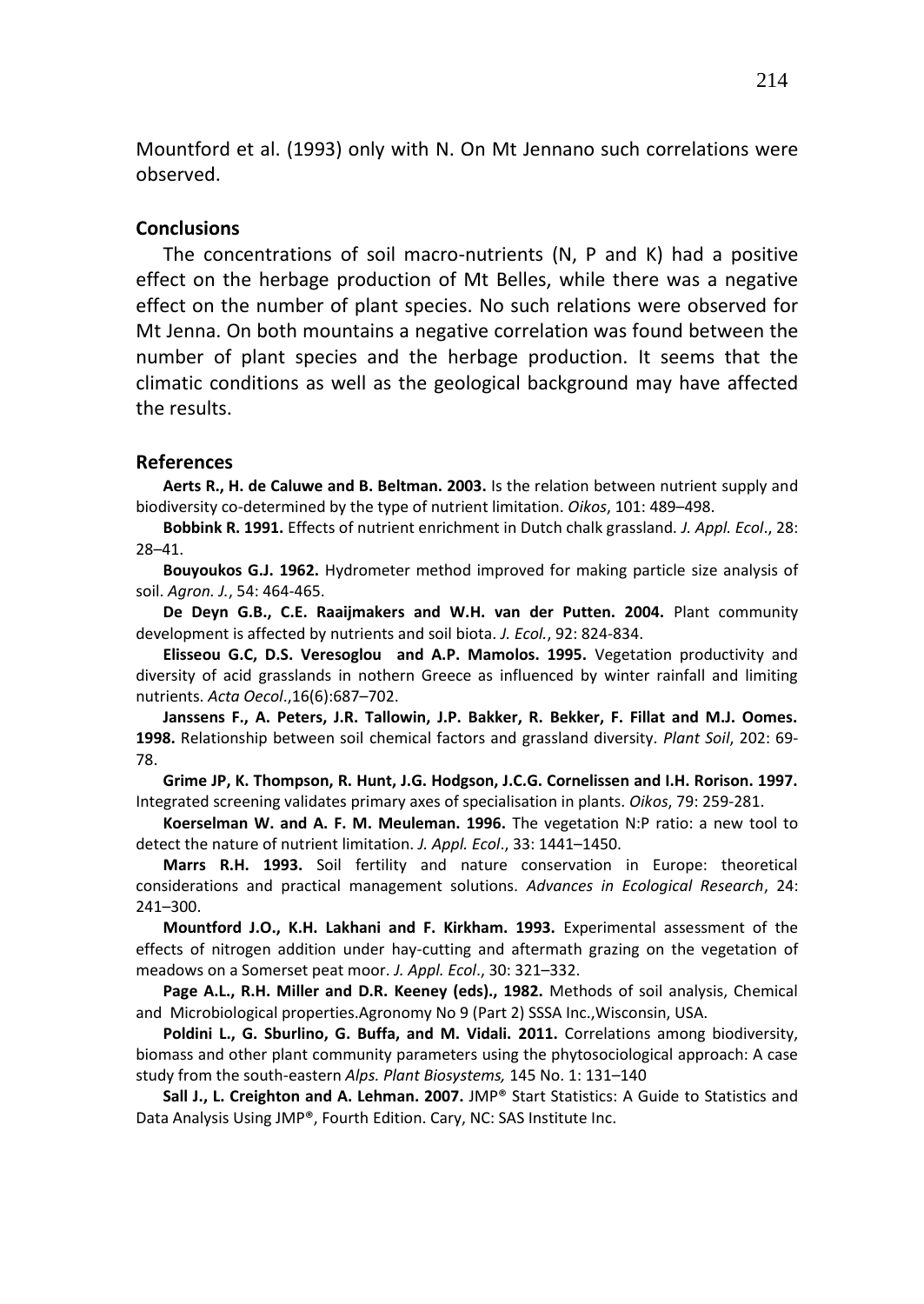Mountford et al. (1993) only with N. On Mt Jennano such correlations were observed.

## Conclusions

The concentrations of soil macro-nutrients (N, P and K) had a positive effect on the herbage production of Mt Belles, while there was a negative effect on the number of plant species. No such relations were observed for Mt Jenna. On both mountains a negative correlation was found between the number of plant species and the herbage production. It seems that the climatic conditions as well as the geological background may have affected the results.

## References

**Aerts R., H. de Caluwe and B. Beltman. 2003.** Is the relation between nutrient supply and biodiversity co-determined by the type of nutrient limitation. *Oikos*, 101: 489–498.

**Bobbink R. 1991.** Effects of nutrient enrichment in Dutch chalk grassland. *J. Appl. Ecol*., 28: 28–41.

**Bouyoukos G.J. 1962.** Hydrometer method improved for making particle size analysis of soil. *Agron. J.*, 54: 464-465.

**De Deyn G.B., C.E. Raaijmakers and W.H. van der Putten. 2004.** Plant community development is affected by nutrients and soil biota. *J. Ecol.*, 92: 824-834.

**Elisseou G.C, D.S. Veresoglou and A.P. Mamolos. 1995.** Vegetation productivity and diversity of acid grasslands in nothern Greece as influenced by winter rainfall and limiting nutrients. *Acta Oecol*.,16(6):687–702.

**Janssens F., A. Peters, J.R. Tallowin, J.P. Bakker, R. Bekker, F. Fillat and M.J. Oomes. 1998.** Relationship between soil chemical factors and grassland diversity. *Plant Soil*, 202: 69-78.

**Grime JP, K. Thompson, R. Hunt, J.G. Hodgson, J.C.G. Cornelissen and I.H. Rorison. 1997.** Integrated screening validates primary axes of specialisation in plants. *Oikos*, 79: 259-281.

**Koerselman W. and A. F. M. Meuleman. 1996.** The vegetation N:P ratio: a new tool to detect the nature of nutrient limitation. *J. Appl. Ecol*., 33: 1441–1450.

**Marrs R.H. 1993.** Soil fertility and nature conservation in Europe: theoretical considerations and practical management solutions. *Advances in Ecological Research*, 24: 241–300.

**Mountford J.O., K.H. Lakhani and F. Kirkham. 1993.** Experimental assessment of the effects of nitrogen addition under hay-cutting and aftermath grazing on the vegetation of meadows on a Somerset peat moor. *J. Appl. Ecol*., 30: 321–332.

**Page A.L., R.H. Miller and D.R. Keeney (eds)., 1982.** Methods of soil analysis, Chemical and Microbiological properties.Agronomy No 9 (Part 2) SSSA Inc.,Wisconsin, USA.

**Poldini L., G. Sburlino, G. Buffa, and M. Vidali. 2011.** Correlations among biodiversity, biomass and other plant community parameters using the phytosociological approach: A case study from the south-eastern *Alps. Plant Biosystems,* 145 No. 1: 131–140

**Sall J., L. Creighton and A. Lehman. 2007.** JMP® Start Statistics: A Guide to Statistics and Data Analysis Using JMP®, Fourth Edition. Cary, NC: SAS Institute Inc.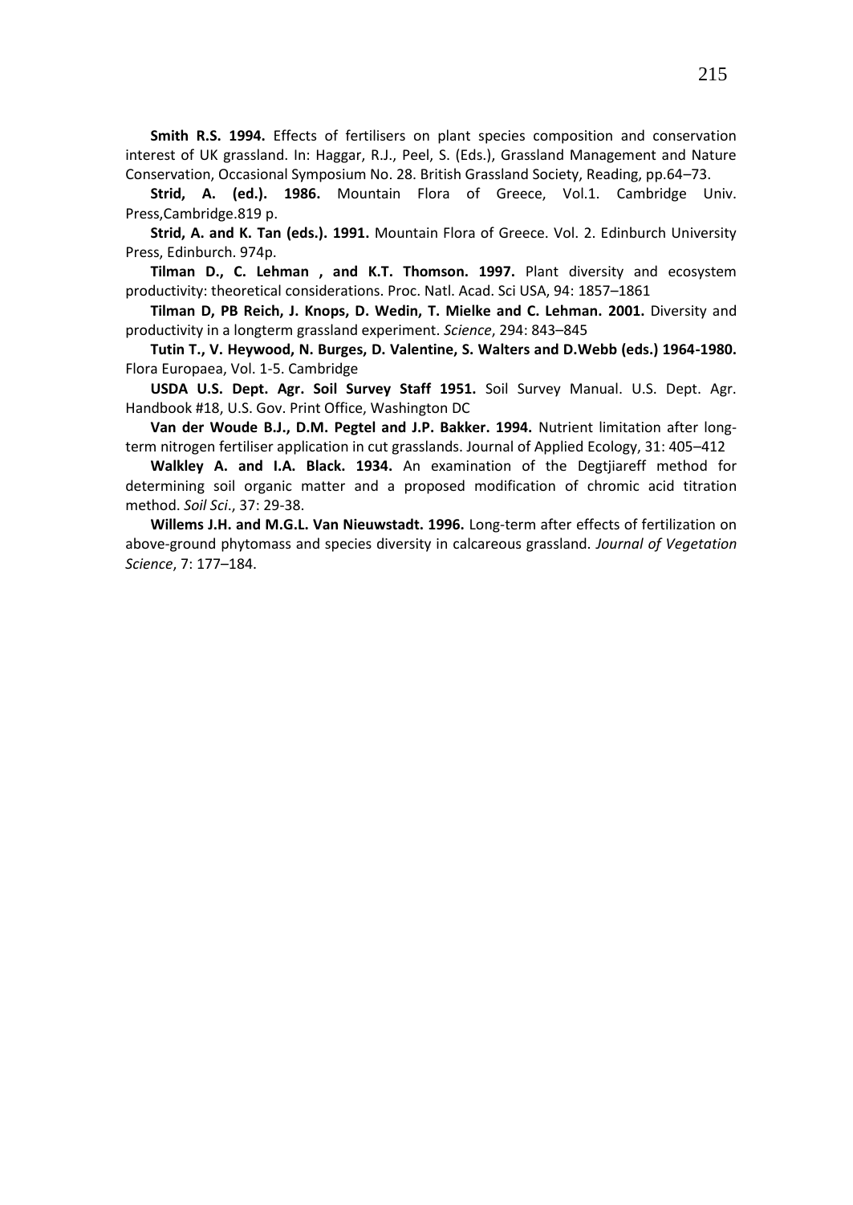**Smith R.S. 1994.** Effects of fertilisers on plant species composition and conservation interest of UK grassland. In: Haggar, R.J., Peel, S. (Eds.), Grassland Management and Nature Conservation, Occasional Symposium No. 28. British Grassland Society, Reading, pp.64–73.

**Strid, A. (ed.). 1986.** Mountain Flora of Greece, Vol.1. Cambridge Univ. Press,Cambridge.819 p.

**Strid, A. and K. Tan (eds.). 1991.** Mountain Flora of Greece. Vol. 2. Edinburch University Press, Edinburch. 974p.

**Tilman D., C. Lehman , and K.T. Thomson. 1997.** Plant diversity and ecosystem productivity: theoretical considerations. Proc. Natl. Acad. Sci USA, 94: 1857–1861

**Tilman D, PB Reich, J. Knops, D. Wedin, T. Mielke and C. Lehman. 2001.** Diversity and productivity in a longterm grassland experiment. *Science*, 294: 843–845

**Tutin T., V. Heywood, N. Burges, D. Valentine, S. Walters and D.Webb (eds.) 1964-1980.** Flora Europaea, Vol. 1-5. Cambridge

**USDA U.S. Dept. Agr. Soil Survey Staff 1951.** Soil Survey Manual. U.S. Dept. Agr. Handbook #18, U.S. Gov. Print Office, Washington DC

**Van der Woude B.J., D.M. Pegtel and J.P. Bakker. 1994.** Nutrient limitation after long-term nitrogen fertiliser application in cut grasslands. Journal of Applied Ecology, 31: 405–412

**Walkley A. and I.A. Black. 1934.** An examination of the Degtjiareff method for determining soil organic matter and a proposed modification of chromic acid titration method. *Soil Sci*., 37: 29-38.

**Willems J.H. and M.G.L. Van Nieuwstadt. 1996.** Long-term after effects of fertilization on above-ground phytomass and species diversity in calcareous grassland. *Journal of Vegetation Science*, 7: 177–184.